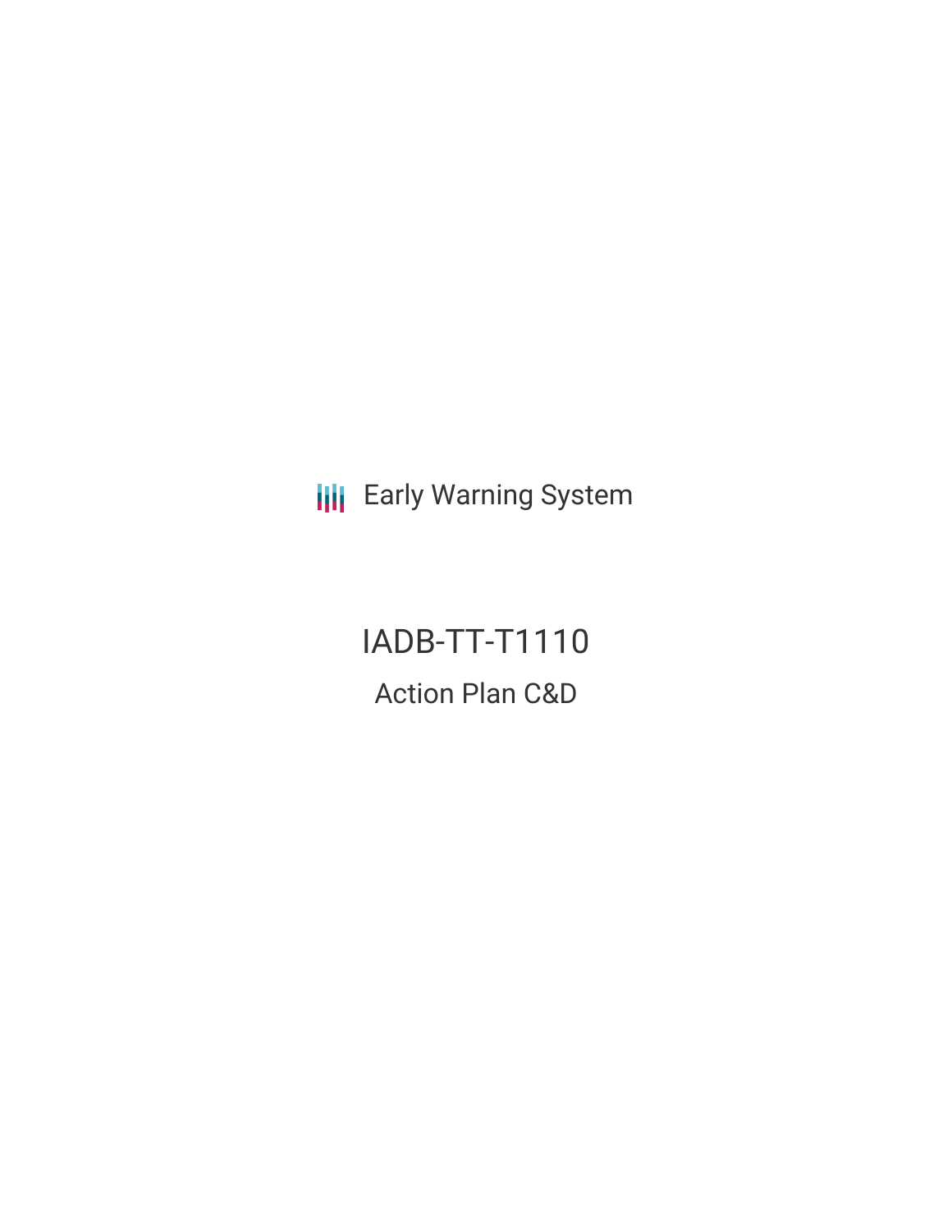Early Warning System

# IADB-TT-T1110

## Action Plan C&D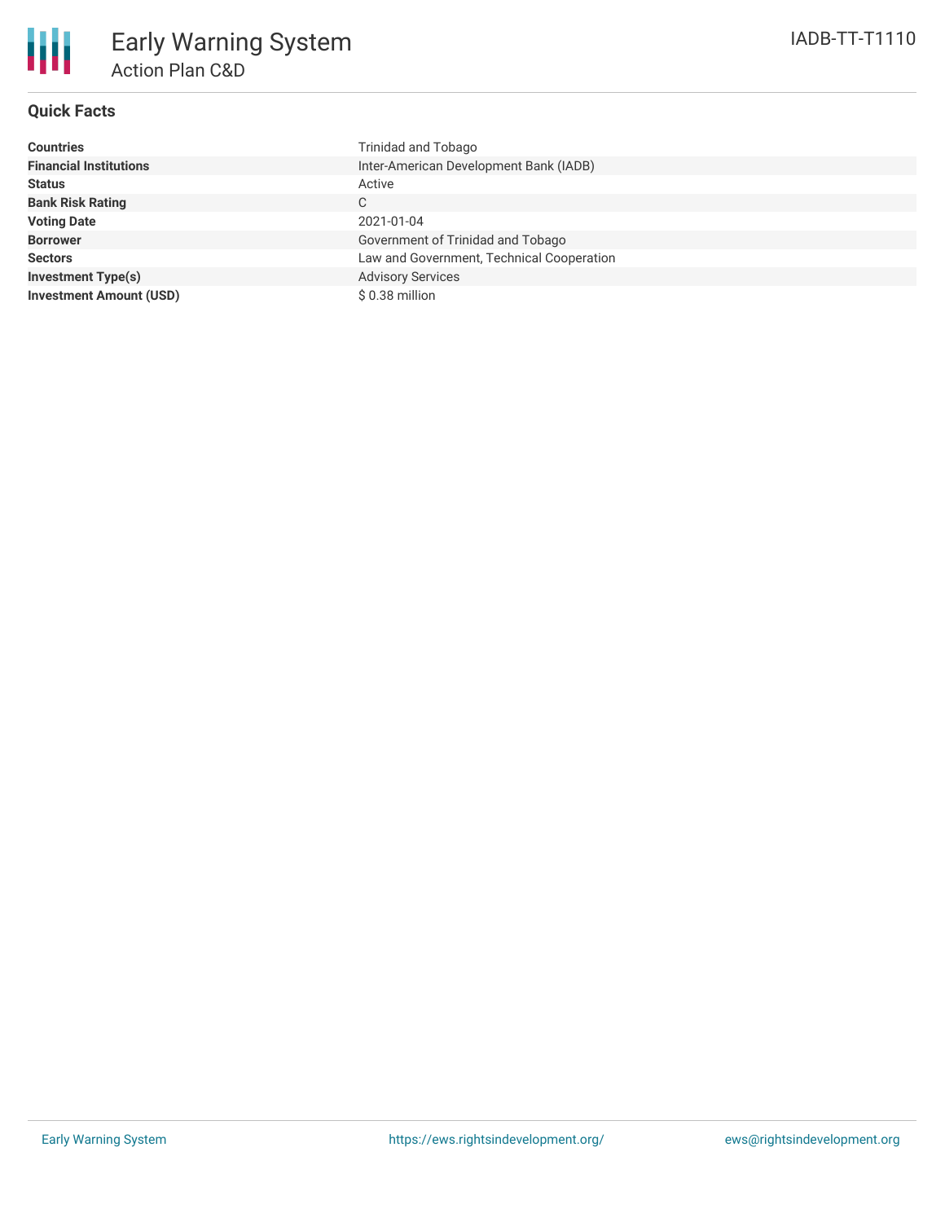# Early Warning System

## Action Plan C&D

IADB-TT-T1110

### Quick Facts

| | |
|---|---|
| **Countries** | Trinidad and Tobago |
| **Financial Institutions** | Inter-American Development Bank (IADB) |
| **Status** | Active |
| **Bank Risk Rating** | C |
| **Voting Date** | 2021-01-04 |
| **Borrower** | Government of Trinidad and Tobago |
| **Sectors** | Law and Government, Technical Cooperation |
| **Investment Type(s)** | Advisory Services |
| **Investment Amount (USD)** | $ 0.38 million |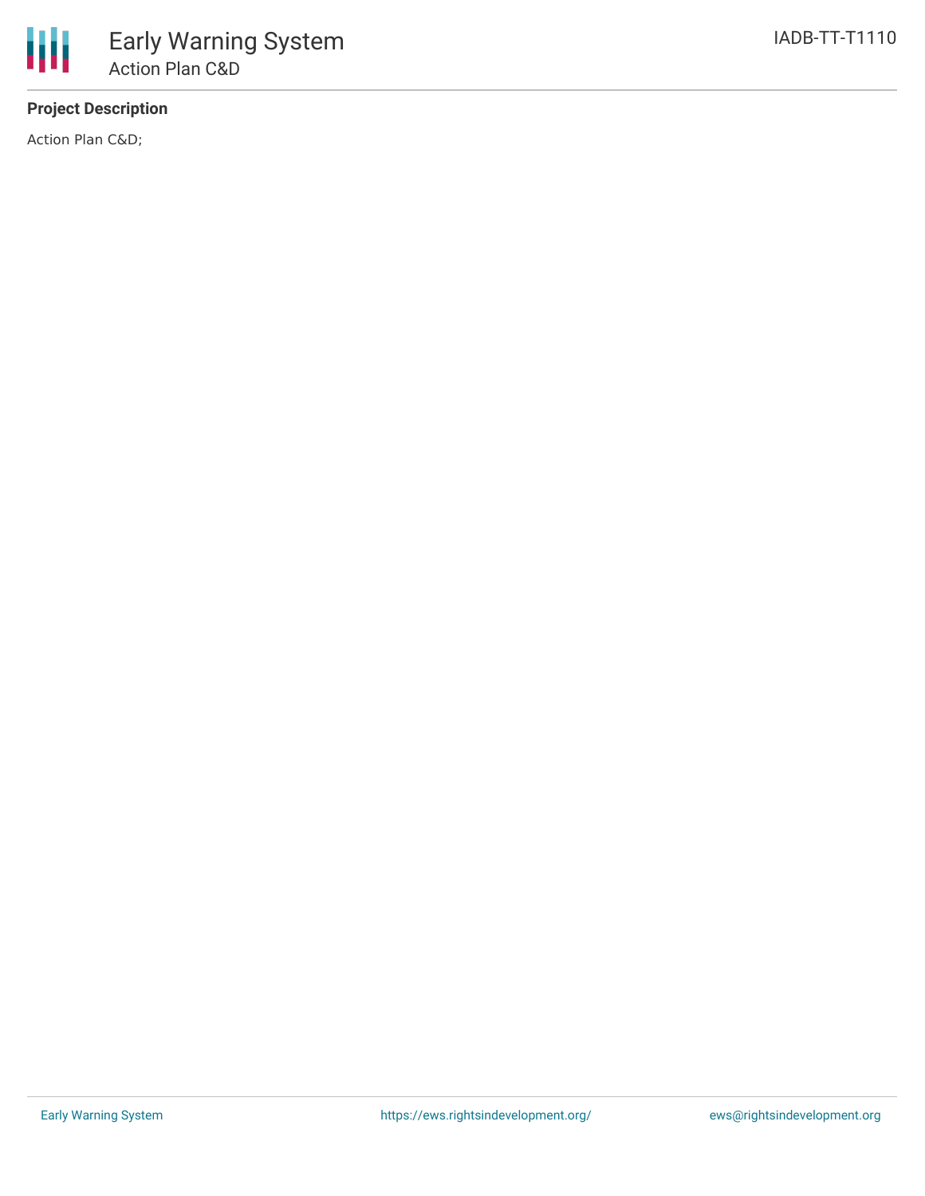## Project Description

Action Plan C&D;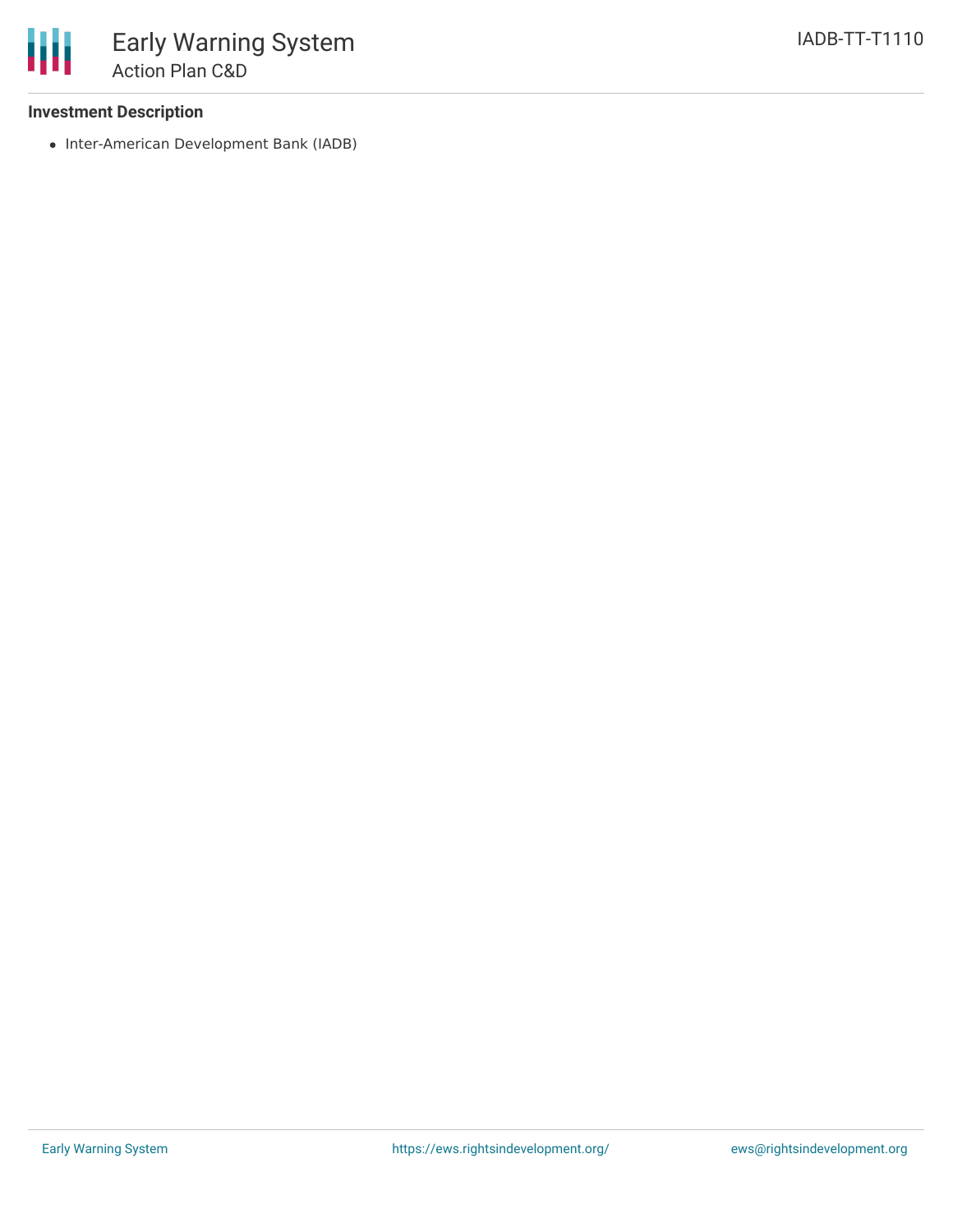**Investment Description**

- Inter-American Development Bank (IADB)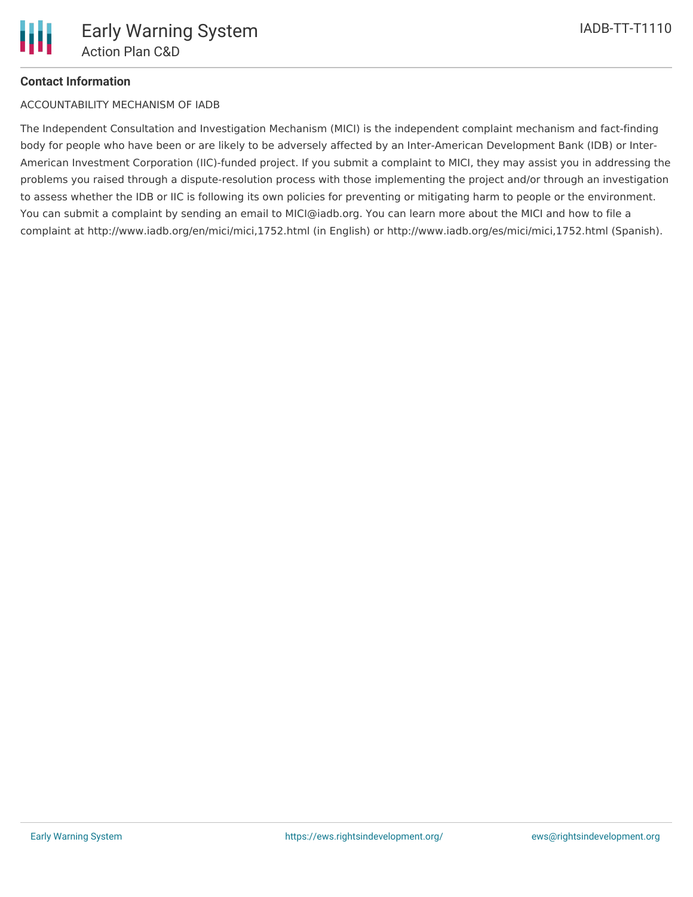**Contact Information**

ACCOUNTABILITY MECHANISM OF IADB

The Independent Consultation and Investigation Mechanism (MICI) is the independent complaint mechanism and fact-finding body for people who have been or are likely to be adversely affected by an Inter-American Development Bank (IDB) or Inter-American Investment Corporation (IIC)-funded project. If you submit a complaint to MICI, they may assist you in addressing the problems you raised through a dispute-resolution process with those implementing the project and/or through an investigation to assess whether the IDB or IIC is following its own policies for preventing or mitigating harm to people or the environment. You can submit a complaint by sending an email to MICI@iadb.org. You can learn more about the MICI and how to file a complaint at http://www.iadb.org/en/mici/mici,1752.html (in English) or http://www.iadb.org/es/mici/mici,1752.html (Spanish).